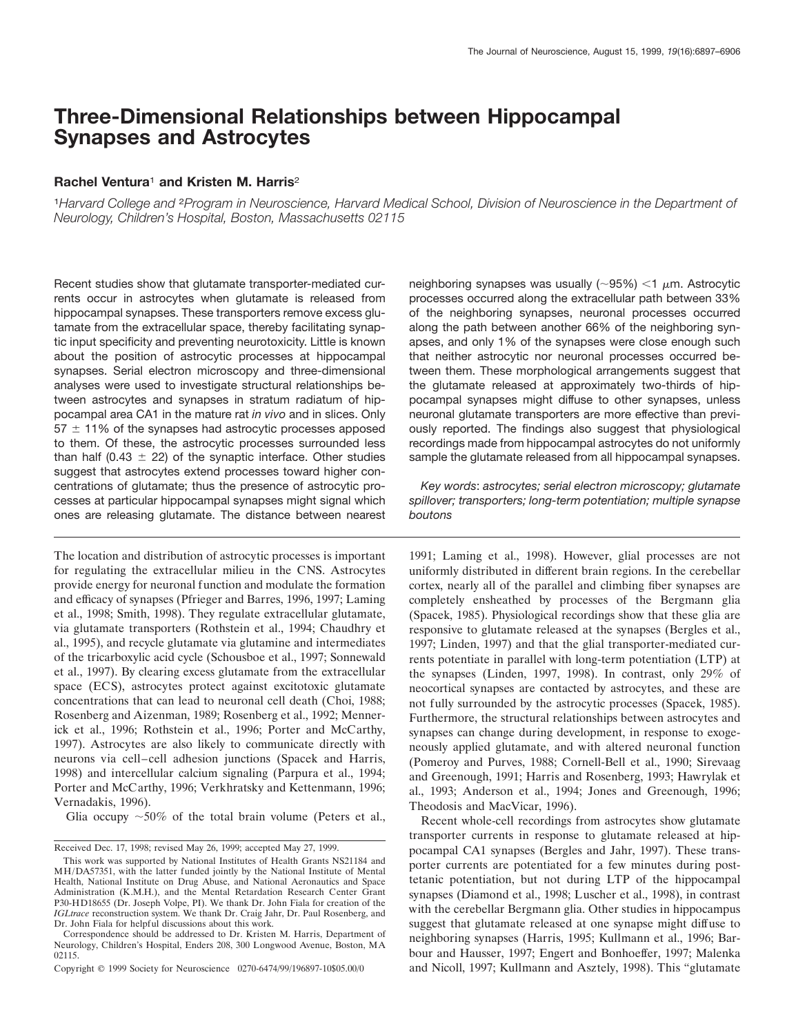# Three-Dimensional Relationships between Hippocampal Synapses and Astrocytes

**Rachel Ventura[1] and Kristen M. Harris[2]**

*[1]Harvard College and [2]Program in Neuroscience, Harvard Medical School, Division of Neuroscience in the Department of Neurology, Children's Hospital, Boston, Massachusetts 02115*

Recent studies show that glutamate transporter-mediated currents occur in astrocytes when glutamate is released from hippocampal synapses. These transporters remove excess glutamate from the extracellular space, thereby facilitating synaptic input specificity and preventing neurotoxicity. Little is known about the position of astrocytic processes at hippocampal synapses. Serial electron microscopy and three-dimensional analyses were used to investigate structural relationships between astrocytes and synapses in stratum radiatum of hippocampal area CA1 in the mature rat *in vivo* and in slices. Only 57 ± 11% of the synapses had astrocytic processes apposed to them. Of these, the astrocytic processes surrounded less than half (0.43 ± 22) of the synaptic interface. Other studies suggest that astrocytes extend processes toward higher concentrations of glutamate; thus the presence of astrocytic processes at particular hippocampal synapses might signal which ones are releasing glutamate. The distance between nearest neighboring synapses was usually (~95%) <1 μm. Astrocytic processes occurred along the extracellular path between 33% of the neighboring synapses, neuronal processes occurred along the path between another 66% of the neighboring synapses, and only 1% of the synapses were close enough such that neither astrocytic nor neuronal processes occurred between them. These morphological arrangements suggest that the glutamate released at approximately two-thirds of hippocampal synapses might diffuse to other synapses, unless neuronal glutamate transporters are more effective than previously reported. The findings also suggest that physiological recordings made from hippocampal astrocytes do not uniformly sample the glutamate released from all hippocampal synapses.

*Key words*: *astrocytes; serial electron microscopy; glutamate spillover; transporters; long-term potentiation; multiple synapse boutons*

The location and distribution of astrocytic processes is important for regulating the extracellular milieu in the CNS. Astrocytes provide energy for neuronal function and modulate the formation and efficacy of synapses (Pfrieger and Barres, 1996, 1997; Laming et al., 1998; Smith, 1998). They regulate extracellular glutamate, via glutamate transporters (Rothstein et al., 1994; Chaudhry et al., 1995), and recycle glutamate via glutamine and intermediates of the tricarboxylic acid cycle (Schousboe et al., 1997; Sonnewald et al., 1997). By clearing excess glutamate from the extracellular space (ECS), astrocytes protect against excitotoxic glutamate concentrations that can lead to neuronal cell death (Choi, 1988; Rosenberg and Aizenman, 1989; Rosenberg et al., 1992; Mennerick et al., 1996; Rothstein et al., 1996; Porter and McCarthy, 1997). Astrocytes are also likely to communicate directly with neurons via cell–cell adhesion junctions (Spacek and Harris, 1998) and intercellular calcium signaling (Parpura et al., 1994; Porter and McCarthy, 1996; Verkhratsky and Kettenmann, 1996; Vernadakis, 1996).

Glia occupy ~50% of the total brain volume (Peters et al., 1991; Laming et al., 1998). However, glial processes are not uniformly distributed in different brain regions. In the cerebellar cortex, nearly all of the parallel and climbing fiber synapses are completely ensheathed by processes of the Bergmann glia (Spacek, 1985). Physiological recordings show that these glia are responsive to glutamate released at the synapses (Bergles et al., 1997; Linden, 1997) and that the glial transporter-mediated currents potentiate in parallel with long-term potentiation (LTP) at the synapses (Linden, 1997, 1998). In contrast, only 29% of neocortical synapses are contacted by astrocytes, and these are not fully surrounded by the astrocytic processes (Spacek, 1985). Furthermore, the structural relationships between astrocytes and synapses can change during development, in response to exogeneously applied glutamate, and with altered neuronal function (Pomeroy and Purves, 1988; Cornell-Bell et al., 1990; Sirevaag and Greenough, 1991; Harris and Rosenberg, 1993; Hawrylak et al., 1993; Anderson et al., 1994; Jones and Greenough, 1996; Theodosis and MacVicar, 1996).

Recent whole-cell recordings from astrocytes show glutamate transporter currents in response to glutamate released at hippocampal CA1 synapses (Bergles and Jahr, 1997). These transporter currents are potentiated for a few minutes during posttetanic potentiation, but not during LTP of the hippocampal synapses (Diamond et al., 1998; Luscher et al., 1998), in contrast with the cerebellar Bergmann glia. Other studies in hippocampus suggest that glutamate released at one synapse might diffuse to neighboring synapses (Harris, 1995; Kullmann et al., 1996; Barbour and Hausser, 1997; Engert and Bonhoeffer, 1997; Malenka and Nicoll, 1997; Kullmann and Asztely, 1998). This "glutamate

Received Dec. 17, 1998; revised May 26, 1999; accepted May 27, 1999.

This work was supported by National Institutes of Health Grants NS21184 and MH/DA57351, with the latter funded jointly by the National Institute of Mental Health, National Institute on Drug Abuse, and National Aeronautics and Space Administration (K.M.H.), and the Mental Retardation Research Center Grant P30-HD18655 (Dr. Joseph Volpe, PI). We thank Dr. John Fiala for creation of the *IGLtrace* reconstruction system. We thank Dr. Craig Jahr, Dr. Paul Rosenberg, and Dr. John Fiala for helpful discussions about this work.

Correspondence should be addressed to Dr. Kristen M. Harris, Department of Neurology, Children's Hospital, Enders 208, 300 Longwood Avenue, Boston, MA 02115.

Copyright © 1999 Society for Neuroscience 0270-6474/99/196897-10$05.00/0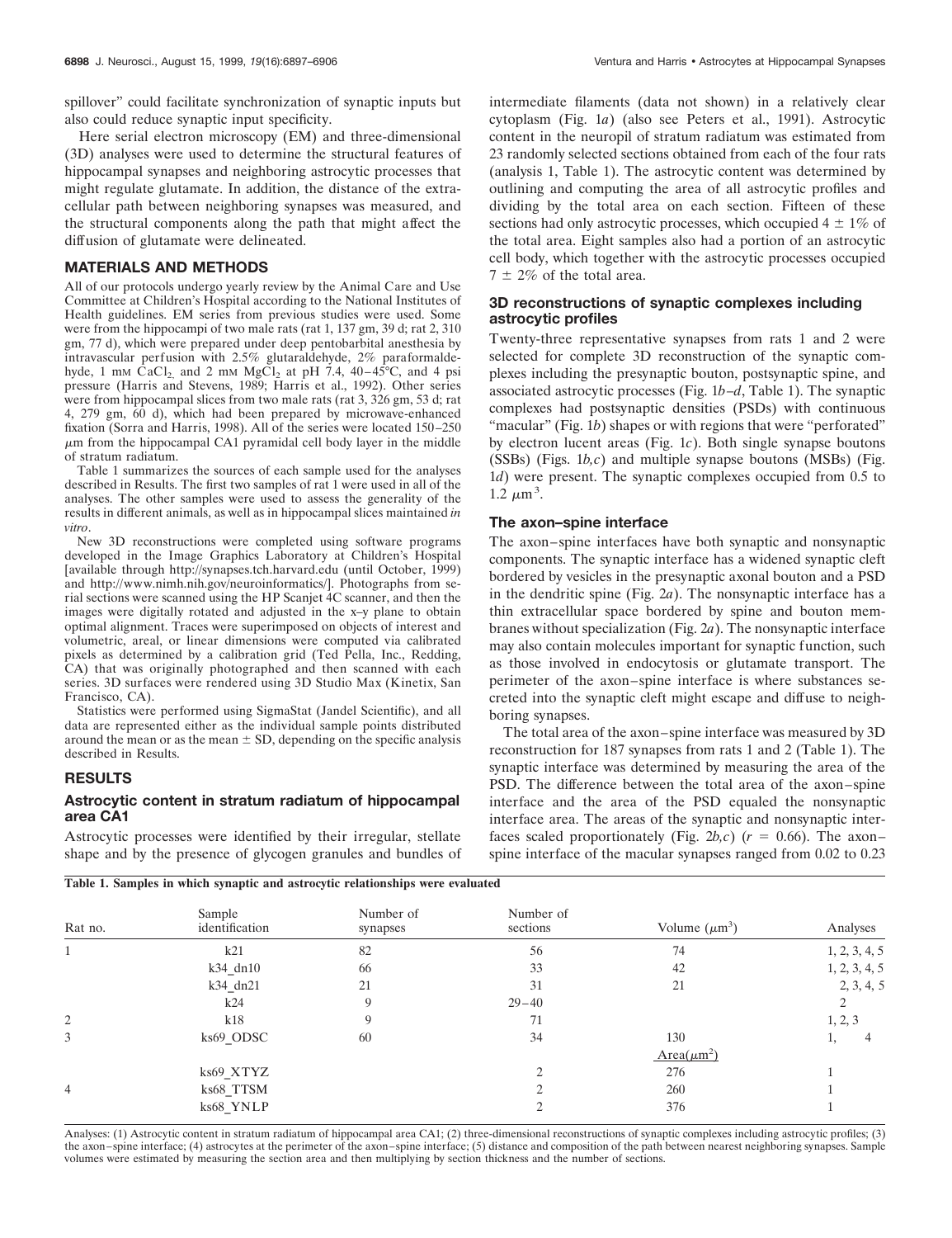spillover" could facilitate synchronization of synaptic inputs but also could reduce synaptic input specificity.

Here serial electron microscopy (EM) and three-dimensional (3D) analyses were used to determine the structural features of hippocampal synapses and neighboring astrocytic processes that might regulate glutamate. In addition, the distance of the extracellular path between neighboring synapses was measured, and the structural components along the path that might affect the diffusion of glutamate were delineated.

## MATERIALS AND METHODS

All of our protocols undergo yearly review by the Animal Care and Use Committee at Children's Hospital according to the National Institutes of Health guidelines. EM series from previous studies were used. Some were from the hippocampi of two male rats (rat 1, 137 gm, 39 d; rat 2, 310 gm, 77 d), which were prepared under deep pentobarbital anesthesia by intravascular perfusion with 2.5% glutaraldehyde, 2% paraformaldehyde, 1 mM $CaCl_2$, and 2 mM $MgCl_2$ at pH 7.4, 40–45°C, and 4 psi pressure (Harris and Stevens, 1989; Harris et al., 1992). Other series were from hippocampal slices from two male rats (rat 3, 326 gm, 53 d; rat 4, 279 gm, 60 d), which had been prepared by microwave-enhanced fixation (Sorra and Harris, 1998). All of the series were located 150–250 $\mu$m from the hippocampal CA1 pyramidal cell body layer in the middle of stratum radiatum.

Table 1 summarizes the sources of each sample used for the analyses described in Results. The first two samples of rat 1 were used in all of the analyses. The other samples were used to assess the generality of the results in different animals, as well as in hippocampal slices maintained *in vitro*.

New 3D reconstructions were completed using software programs developed in the Image Graphics Laboratory at Children's Hospital [available through http://synapses.tch.harvard.edu (until October, 1999) and http://www.nimh.nih.gov/neuroinformatics/]. Photographs from serial sections were scanned using the HP Scanjet 4C scanner, and then the images were digitally rotated and adjusted in the x–y plane to obtain optimal alignment. Traces were superimposed on objects of interest and volumetric, areal, or linear dimensions were computed via calibrated pixels as determined by a calibration grid (Ted Pella, Inc., Redding, CA) that was originally photographed and then scanned with each series. 3D surfaces were rendered using 3D Studio Max (Kinetix, San Francisco, CA).

Statistics were performed using SigmaStat (Jandel Scientific), and all data are represented either as the individual sample points distributed around the mean or as the mean ± SD, depending on the specific analysis described in Results.

## RESULTS

### Astrocytic content in stratum radiatum of hippocampal area CA1

Astrocytic processes were identified by their irregular, stellate shape and by the presence of glycogen granules and bundles of intermediate filaments (data not shown) in a relatively clear cytoplasm (Fig. 1*a*) (also see Peters et al., 1991). Astrocytic content in the neuropil of stratum radiatum was estimated from 23 randomly selected sections obtained from each of the four rats (analysis 1, Table 1). The astrocytic content was determined by outlining and computing the area of all astrocytic profiles and dividing by the total area on each section. Fifteen of these sections had only astrocytic processes, which occupied 4 ± 1% of the total area. Eight samples also had a portion of an astrocytic cell body, which together with the astrocytic processes occupied 7 ± 2% of the total area.

### 3D reconstructions of synaptic complexes including astrocytic profiles

Twenty-three representative synapses from rats 1 and 2 were selected for complete 3D reconstruction of the synaptic complexes including the presynaptic bouton, postsynaptic spine, and associated astrocytic processes (Fig. 1*b–d*, Table 1). The synaptic complexes had postsynaptic densities (PSDs) with continuous "macular" (Fig. 1*b*) shapes or with regions that were "perforated" by electron lucent areas (Fig. 1*c*). Both single synapse boutons (SSBs) (Figs. 1*b,c*) and multiple synapse boutons (MSBs) (Fig. 1*d*) were present. The synaptic complexes occupied from 0.5 to 1.2 $\mu m^3$.

### The axon–spine interface

The axon–spine interfaces have both synaptic and nonsynaptic components. The synaptic interface has a widened synaptic cleft bordered by vesicles in the presynaptic axonal bouton and a PSD in the dendritic spine (Fig. 2*a*). The nonsynaptic interface has a thin extracellular space bordered by spine and bouton membranes without specialization (Fig. 2*a*). The nonsynaptic interface may also contain molecules important for synaptic function, such as those involved in endocytosis or glutamate transport. The perimeter of the axon–spine interface is where substances secreted into the synaptic cleft might escape and diffuse to neighboring synapses.

The total area of the axon–spine interface was measured by 3D reconstruction for 187 synapses from rats 1 and 2 (Table 1). The synaptic interface was determined by measuring the area of the PSD. The difference between the total area of the axon–spine interface and the area of the PSD equaled the nonsynaptic interface area. The areas of the synaptic and nonsynaptic interfaces scaled proportionately (Fig. 2*b,c*) ($r = 0.66$). The axon–spine interface of the macular synapses ranged from 0.02 to 0.23

**Table 1. Samples in which synaptic and astrocytic relationships were evaluated**

| Rat no. | Sample identification | Number of synapses | Number of sections | Volume ($\mu m^3$) | Analyses |
|---|---|---|---|---|---|
| 1 | k21 | 82 | 56 | 74 | 1, 2, 3, 4, 5 |
| | k34_dn10 | 66 | 33 | 42 | 1, 2, 3, 4, 5 |
| | k34_dn21 | 21 | 31 | 21 | 2, 3, 4, 5 |
| | k24 | 9 | 29–40 | | 2 |
| 2 | k18 | 9 | 71 | | 1, 2, 3 |
| 3 | ks69_ODSC | 60 | 34 | 130 | 1, 4 |
| | | | | Area($\mu m^2$) | |
| | ks69_XTYZ | | 2 | 276 | 1 |
| 4 | ks68_TTSM | | 2 | 260 | 1 |
| | ks68_YNLP | | 2 | 376 | 1 |

Analyses: (1) Astrocytic content in stratum radiatum of hippocampal area CA1; (2) three-dimensional reconstructions of synaptic complexes including astrocytic profiles; (3) the axon–spine interface; (4) astrocytes at the perimeter of the axon–spine interface; (5) distance and composition of the path between nearest neighboring synapses. Sample volumes were estimated by measuring the section area and then multiplying by section thickness and the number of sections.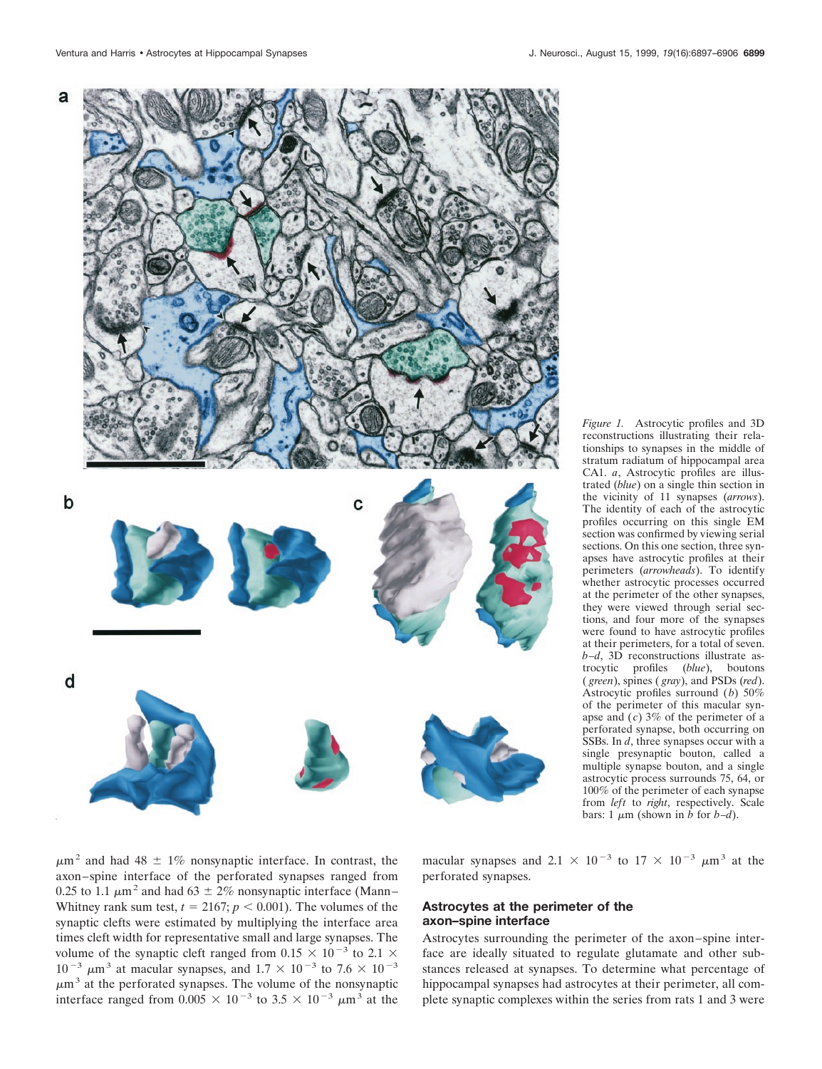*Figure 1.* Astrocytic profiles and 3D reconstructions illustrating their relationships to synapses in the middle of stratum radiatum of hippocampal area CA1. *a*, Astrocytic profiles are illustrated (*blue*) on a single thin section in the vicinity of 11 synapses (*arrows*). The identity of each of the astrocytic profiles occurring on this single EM section was confirmed by viewing serial sections. On this one section, three synapses have astrocytic profiles at their perimeters (*arrowheads*). To identify whether astrocytic processes occurred at the perimeter of the other synapses, they were viewed through serial sections, and four more of the synapses were found to have astrocytic profiles at their perimeters, for a total of seven. *b–d*, 3D reconstructions illustrate astrocytic profiles (*blue*), boutons (*green*), spines (*gray*), and PSDs (*red*). Astrocytic profiles surround (*b*) 50% of the perimeter of this macular synapse and (*c*) 3% of the perimeter of a perforated synapse, both occurring on SSBs. In *d*, three synapses occur with a single presynaptic bouton, called a multiple synapse bouton, and a single astrocytic process surrounds 75, 64, or 100% of the perimeter of each synapse from *left* to *right*, respectively. Scale bars: 1 μm (shown in *b* for *b–d*).

$\mu m^2$ and had 48 ± 1% nonsynaptic interface. In contrast, the axon–spine interface of the perforated synapses ranged from 0.25 to 1.1 $\mu m^2$ and had 63 ± 2% nonsynaptic interface (Mann–Whitney rank sum test, $t = 2167$; $p < 0.001$). The volumes of the synaptic clefts were estimated by multiplying the interface area times cleft width for representative small and large synapses. The volume of the synaptic cleft ranged from $0.15 \times 10^{-3}$ to $2.1 \times 10^{-3}$ $\mu m^3$ at macular synapses, and $1.7 \times 10^{-3}$ to $7.6 \times 10^{-3}$ $\mu m^3$ at the perforated synapses. The volume of the nonsynaptic interface ranged from $0.005 \times 10^{-3}$ to $3.5 \times 10^{-3}$ $\mu m^3$ at the macular synapses and $2.1 \times 10^{-3}$ to $17 \times 10^{-3}$ $\mu m^3$ at the perforated synapses.

## Astrocytes at the perimeter of the axon–spine interface

Astrocytes surrounding the perimeter of the axon–spine interface are ideally situated to regulate glutamate and other substances released at synapses. To determine what percentage of hippocampal synapses had astrocytes at their perimeter, all complete synaptic complexes within the series from rats 1 and 3 were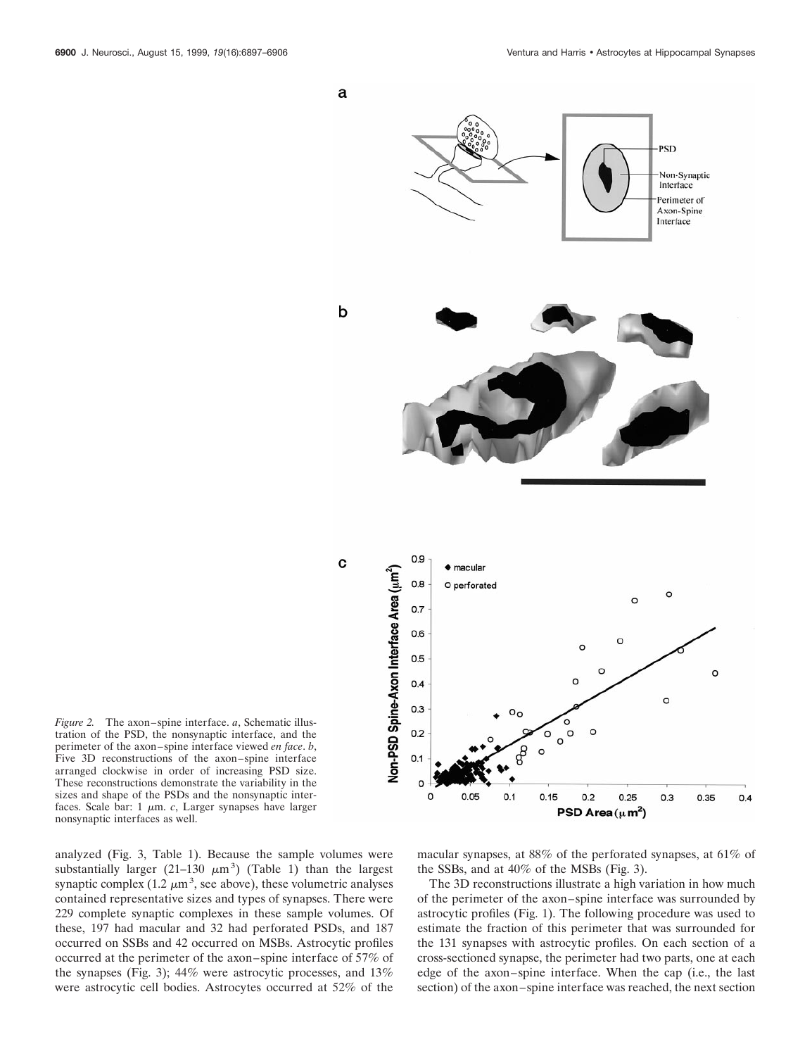*Figure 2.* The axon–spine interface. *a*, Schematic illustration of the PSD, the nonsynaptic interface, and the perimeter of the axon–spine interface viewed *en face*. *b*, Five 3D reconstructions of the axon–spine interface arranged clockwise in order of increasing PSD size. These reconstructions demonstrate the variability in the sizes and shape of the PSDs and the nonsynaptic interfaces. Scale bar: 1 μm. *c*, Larger synapses have larger nonsynaptic interfaces as well.

analyzed (Fig. 3, Table 1). Because the sample volumes were substantially larger (21–130 $\mu m^3$) (Table 1) than the largest synaptic complex (1.2 $\mu m^3$, see above), these volumetric analyses contained representative sizes and types of synapses. There were 229 complete synaptic complexes in these sample volumes. Of these, 197 had macular and 32 had perforated PSDs, and 187 occurred on SSBs and 42 occurred on MSBs. Astrocytic profiles occurred at the perimeter of the axon–spine interface of 57% of the synapses (Fig. 3); 44% were astrocytic processes, and 13% were astrocytic cell bodies. Astrocytes occurred at 52% of the macular synapses, at 88% of the perforated synapses, at 61% of the SSBs, and at 40% of the MSBs (Fig. 3).

The 3D reconstructions illustrate a high variation in how much of the perimeter of the axon–spine interface was surrounded by astrocytic profiles (Fig. 1). The following procedure was used to estimate the fraction of this perimeter that was surrounded for the 131 synapses with astrocytic profiles. On each section of a cross-sectioned synapse, the perimeter had two parts, one at each edge of the axon–spine interface. When the cap (i.e., the last section) of the axon–spine interface was reached, the next section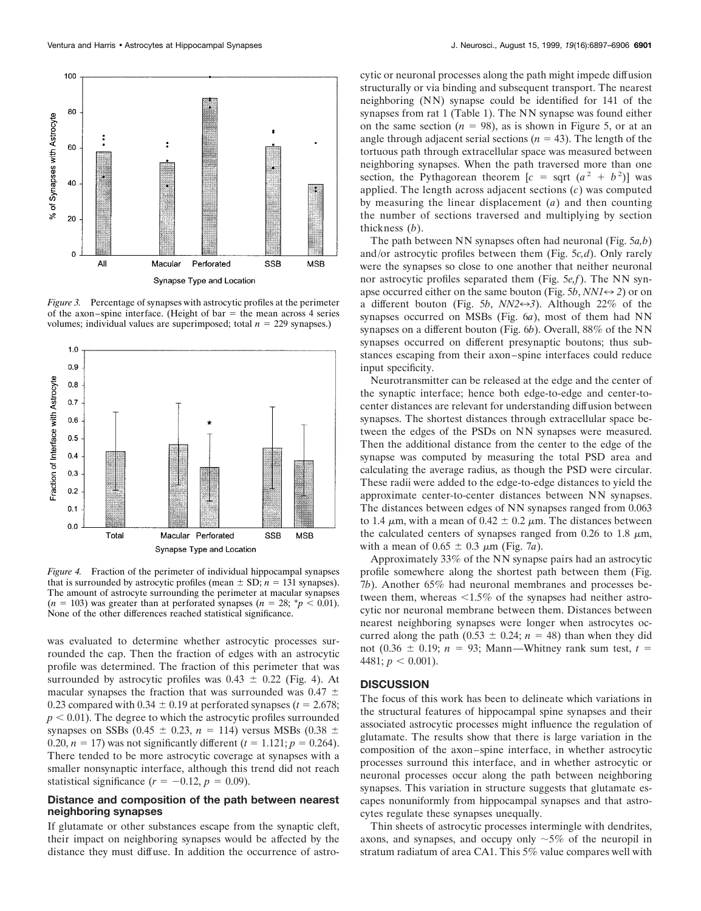*Figure 3.* Percentage of synapses with astrocytic profiles at the perimeter of the axon–spine interface. (Height of bar = the mean across 4 series volumes; individual values are superimposed; total $n = 229$ synapses.)

*Figure 4.* Fraction of the perimeter of individual hippocampal synapses that is surrounded by astrocytic profiles (mean ± SD; $n = 131$ synapses). The amount of astrocyte surrounding the perimeter at macular synapses ($n = 103$) was greater than at perforated synapses ($n = 28$; $*p < 0.01$). None of the other differences reached statistical significance.

was evaluated to determine whether astrocytic processes surrounded the cap. Then the fraction of edges with an astrocytic profile was determined. The fraction of this perimeter that was surrounded by astrocytic profiles was $0.43 \pm 0.22$ (Fig. 4). At macular synapses the fraction that was surrounded was $0.47 \pm 0.23$ compared with $0.34 \pm 0.19$ at perforated synapses ($t = 2.678$; $p < 0.01$). The degree to which the astrocytic profiles surrounded synapses on SSBs ($0.45 \pm 0.23$, $n = 114$) versus MSBs ($0.38 \pm 0.20$, $n = 17$) was not significantly different ($t = 1.121$; $p = 0.264$). There tended to be more astrocytic coverage at synapses with a smaller nonsynaptic interface, although this trend did not reach statistical significance ($r = -0.12$, $p = 0.09$).

### Distance and composition of the path between nearest neighboring synapses

If glutamate or other substances escape from the synaptic cleft, their impact on neighboring synapses would be affected by the distance they must diffuse. In addition the occurrence of astrocytic or neuronal processes along the path might impede diffusion structurally or via binding and subsequent transport. The nearest neighboring (NN) synapse could be identified for 141 of the synapses from rat 1 (Table 1). The NN synapse was found either on the same section ($n = 98$), as is shown in Figure 5, or at an angle through adjacent serial sections ($n = 43$). The length of the tortuous path through extracellular space was measured between neighboring synapses. When the path traversed more than one section, the Pythagorean theorem [$c = \text{sqrt}\ (a^2 + b^2)$] was applied. The length across adjacent sections ($c$) was computed by measuring the linear displacement ($a$) and then counting the number of sections traversed and multiplying by section thickness ($b$).

The path between NN synapses often had neuronal (Fig. 5*a,b*) and/or astrocytic profiles between them (Fig. 5*c,d*). Only rarely were the synapses so close to one another that neither neuronal nor astrocytic profiles separated them (Fig. 5*e,f*). The NN synapse occurred either on the same bouton (Fig. 5*b*, *NN1↔2*) or on a different bouton (Fig. 5*b*, *NN2↔3*). Although 22% of the synapses occurred on MSBs (Fig. 6*a*), most of them had NN synapses on a different bouton (Fig. 6*b*). Overall, 88% of the NN synapses occurred on different presynaptic boutons; thus substances escaping from their axon–spine interfaces could reduce input specificity.

Neurotransmitter can be released at the edge and the center of the synaptic interface; hence both edge-to-edge and center-to-center distances are relevant for understanding diffusion between synapses. The shortest distances through extracellular space between the edges of the PSDs on NN synapses were measured. Then the additional distance from the center to the edge of the synapse was computed by measuring the total PSD area and calculating the average radius, as though the PSD were circular. These radii were added to the edge-to-edge distances to yield the approximate center-to-center distances between NN synapses. The distances between edges of NN synapses ranged from 0.063 to 1.4 μm, with a mean of $0.42 \pm 0.2$ μm. The distances between the calculated centers of synapses ranged from 0.26 to 1.8 μm, with a mean of $0.65 \pm 0.3$ μm (Fig. 7*a*).

Approximately 33% of the NN synapse pairs had an astrocytic profile somewhere along the shortest path between them (Fig. 7*b*). Another 65% had neuronal membranes and processes between them, whereas <1.5% of the synapses had neither astrocytic nor neuronal membrane between them. Distances between nearest neighboring synapses were longer when astrocytes occurred along the path ($0.53 \pm 0.24$; $n = 48$) than when they did not ($0.36 \pm 0.19$; $n = 93$; Mann—Whitney rank sum test, $t = 4481$; $p < 0.001$).

## DISCUSSION

The focus of this work has been to delineate which variations in the structural features of hippocampal spine synapses and their associated astrocytic processes might influence the regulation of glutamate. The results show that there is large variation in the composition of the axon–spine interface, in whether astrocytic processes surround this interface, and in whether astrocytic or neuronal processes occur along the path between neighboring synapses. This variation in structure suggests that glutamate escapes nonuniformly from hippocampal synapses and that astrocytes regulate these synapses unequally.

Thin sheets of astrocytic processes intermingle with dendrites, axons, and synapses, and occupy only ~5% of the neuropil in stratum radiatum of area CA1. This 5% value compares well with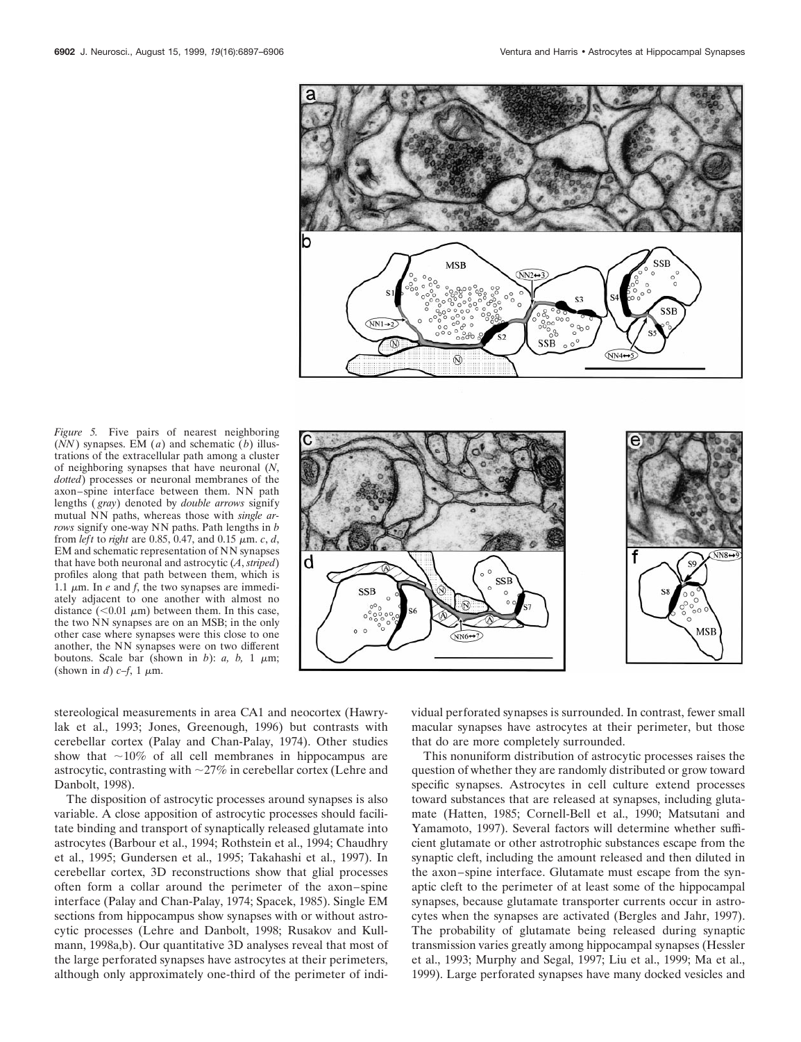*Figure 5.* Five pairs of nearest neighboring (*NN*) synapses. EM (*a*) and schematic (*b*) illustrations of the extracellular path among a cluster of neighboring synapses that have neuronal (*N*, *dotted*) processes or neuronal membranes of the axon–spine interface between them. NN path lengths (*gray*) denoted by *double arrows* signify mutual NN paths, whereas those with *single arrows* signify one-way NN paths. Path lengths in *b* from *left* to *right* are 0.85, 0.47, and 0.15 μm. *c*, *d*, EM and schematic representation of NN synapses that have both neuronal and astrocytic (*A*, *striped*) profiles along that path between them, which is 1.1 μm. In *e* and *f*, the two synapses are immediately adjacent to one another with almost no distance (<0.01 μm) between them. In this case, the two NN synapses are on an MSB; in the only other case where synapses were this close to one another, the NN synapses were on two different boutons. Scale bar (shown in *b*): *a, b,* 1 μm; (shown in *d*) *c–f*, 1 μm.

stereological measurements in area CA1 and neocortex (Hawrylak et al., 1993; Jones, Greenough, 1996) but contrasts with cerebellar cortex (Palay and Chan-Palay, 1974). Other studies show that ~10% of all cell membranes in hippocampus are astrocytic, contrasting with ~27% in cerebellar cortex (Lehre and Danbolt, 1998).

The disposition of astrocytic processes around synapses is also variable. A close apposition of astrocytic processes should facilitate binding and transport of synaptically released glutamate into astrocytes (Barbour et al., 1994; Rothstein et al., 1994; Chaudhry et al., 1995; Gundersen et al., 1995; Takahashi et al., 1997). In cerebellar cortex, 3D reconstructions show that glial processes often form a collar around the perimeter of the axon–spine interface (Palay and Chan-Palay, 1974; Spacek, 1985). Single EM sections from hippocampus show synapses with or without astrocytic processes (Lehre and Danbolt, 1998; Rusakov and Kullmann, 1998a,b). Our quantitative 3D analyses reveal that most of the large perforated synapses have astrocytes at their perimeters, although only approximately one-third of the perimeter of individual perforated synapses is surrounded. In contrast, fewer small macular synapses have astrocytes at their perimeter, but those that do are more completely surrounded.

This nonuniform distribution of astrocytic processes raises the question of whether they are randomly distributed or grow toward specific synapses. Astrocytes in cell culture extend processes toward substances that are released at synapses, including glutamate (Hatten, 1985; Cornell-Bell et al., 1990; Matsutani and Yamamoto, 1997). Several factors will determine whether sufficient glutamate or other astrotrophic substances escape from the synaptic cleft, including the amount released and then diluted in the axon–spine interface. Glutamate must escape from the synaptic cleft to the perimeter of at least some of the hippocampal synapses, because glutamate transporter currents occur in astrocytes when the synapses are activated (Bergles and Jahr, 1997). The probability of glutamate being released during synaptic transmission varies greatly among hippocampal synapses (Hessler et al., 1993; Murphy and Segal, 1997; Liu et al., 1999; Ma et al., 1999). Large perforated synapses have many docked vesicles and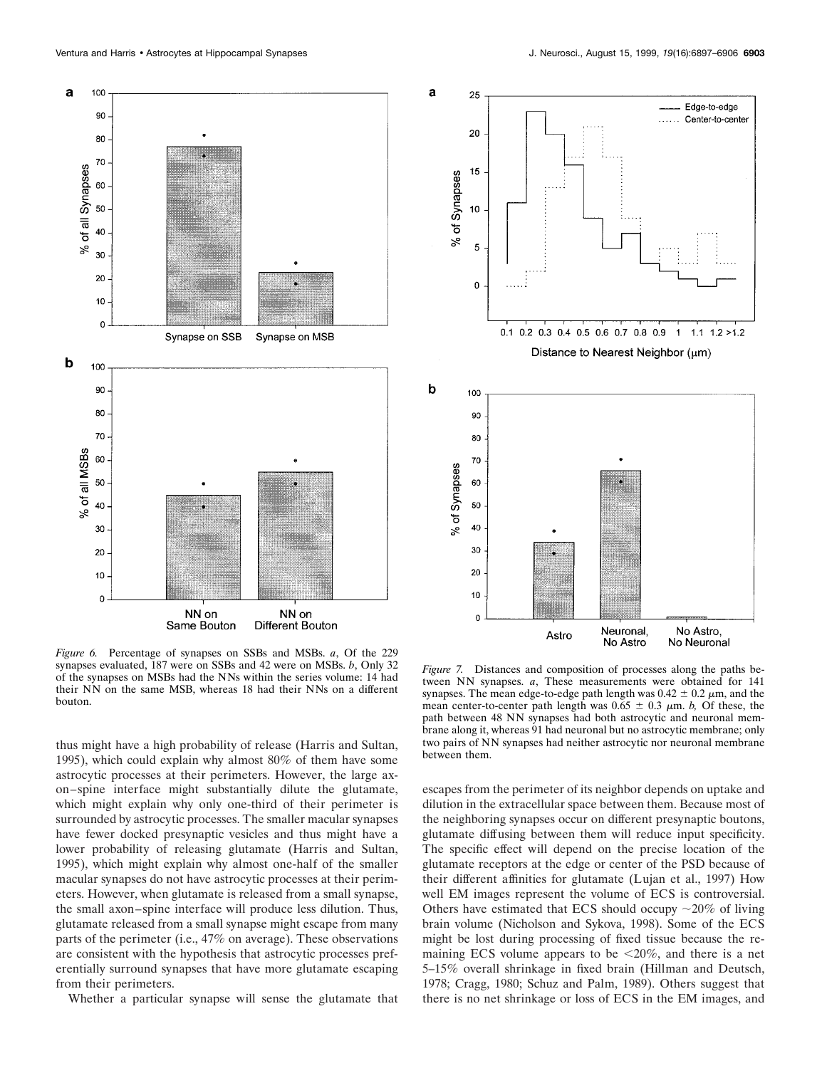*Figure 6.* Percentage of synapses on SSBs and MSBs. *a*, Of the 229 synapses evaluated, 187 were on SSBs and 42 were on MSBs. *b*, Only 32 of the synapses on MSBs had the NNs within the series volume: 14 had their NN on the same MSB, whereas 18 had their NNs on a different bouton.

thus might have a high probability of release (Harris and Sultan, 1995), which could explain why almost 80% of them have some astrocytic processes at their perimeters. However, the large axon–spine interface might substantially dilute the glutamate, which might explain why only one-third of their perimeter is surrounded by astrocytic processes. The smaller macular synapses have fewer docked presynaptic vesicles and thus might have a lower probability of releasing glutamate (Harris and Sultan, 1995), which might explain why almost one-half of the smaller macular synapses do not have astrocytic processes at their perimeters. However, when glutamate is released from a small synapse, the small axon–spine interface will produce less dilution. Thus, glutamate released from a small synapse might escape from many parts of the perimeter (i.e., 47% on average). These observations are consistent with the hypothesis that astrocytic processes preferentially surround synapses that have more glutamate escaping from their perimeters.

Whether a particular synapse will sense the glutamate that escapes from the perimeter of its neighbor depends on uptake and dilution in the extracellular space between them. Because most of the neighboring synapses occur on different presynaptic boutons, glutamate diffusing between them will reduce input specificity. The specific effect will depend on the precise location of the glutamate receptors at the edge or center of the PSD because of their different affinities for glutamate (Lujan et al., 1997) How well EM images represent the volume of ECS is controversial. Others have estimated that ECS should occupy ~20% of living brain volume (Nicholson and Sykova, 1998). Some of the ECS might be lost during processing of fixed tissue because the remaining ECS volume appears to be <20%, and there is a net 5–15% overall shrinkage in fixed brain (Hillman and Deutsch, 1978; Cragg, 1980; Schuz and Palm, 1989). Others suggest that there is no net shrinkage or loss of ECS in the EM images, and

*Figure 7.* Distances and composition of processes along the paths between NN synapses. *a*, These measurements were obtained for 141 synapses. The mean edge-to-edge path length was $0.42 \pm 0.2$ μm, and the mean center-to-center path length was $0.65 \pm 0.3$ μm. *b*, Of these, the path between 48 NN synapses had both astrocytic and neuronal membrane along it, whereas 91 had neuronal but no astrocytic membrane; only two pairs of NN synapses had neither astrocytic nor neuronal membrane between them.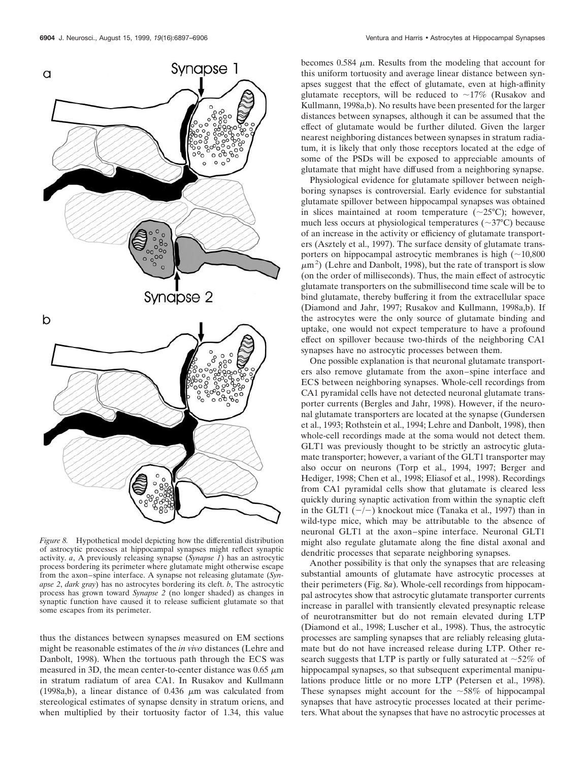*Figure 8.* Hypothetical model depicting how the differential distribution of astrocytic processes at hippocampal synapses might reflect synaptic activity. *a*, A previously releasing synapse (*Synapse 1*) has an astrocytic process bordering its perimeter where glutamate might otherwise escape from the axon–spine interface. A synapse not releasing glutamate (*Synapse 2*, *dark gray*) has no astrocytes bordering its cleft. *b*, The astrocytic process has grown toward *Synapse 2* (no longer shaded) as changes in synaptic function have caused it to release sufficient glutamate so that some escapes from its perimeter.

thus the distances between synapses measured on EM sections might be reasonable estimates of the *in vivo* distances (Lehre and Danbolt, 1998). When the tortuous path through the ECS was measured in 3D, the mean center-to-center distance was 0.65 μm in stratum radiatum of area CA1. In Rusakov and Kullmann (1998a,b), a linear distance of 0.436 μm was calculated from stereological estimates of synapse density in stratum oriens, and when multiplied by their tortuosity factor of 1.34, this value becomes 0.584 μm. Results from the modeling that account for this uniform tortuosity and average linear distance between synapses suggest that the effect of glutamate, even at high-affinity glutamate receptors, will be reduced to ~17% (Rusakov and Kullmann, 1998a,b). No results have been presented for the larger distances between synapses, although it can be assumed that the effect of glutamate would be further diluted. Given the larger nearest neighboring distances between synapses in stratum radiatum, it is likely that only those receptors located at the edge of some of the PSDs will be exposed to appreciable amounts of glutamate that might have diffused from a neighboring synapse.

Physiological evidence for glutamate spillover between neighboring synapses is controversial. Early evidence for substantial glutamate spillover between hippocampal synapses was obtained in slices maintained at room temperature (~25°C); however, much less occurs at physiological temperatures (~37°C) because of an increase in the activity or efficiency of glutamate transporters (Asztely et al., 1997). The surface density of glutamate transporters on hippocampal astrocytic membranes is high (~10,800 $\mu m^2$) (Lehre and Danbolt, 1998), but the rate of transport is slow (on the order of milliseconds). Thus, the main effect of astrocytic glutamate transporters on the submillisecond time scale will be to bind glutamate, thereby buffering it from the extracellular space (Diamond and Jahr, 1997; Rusakov and Kullmann, 1998a,b). If the astrocytes were the only source of glutamate binding and uptake, one would not expect temperature to have a profound effect on spillover because two-thirds of the neighboring CA1 synapses have no astrocytic processes between them.

One possible explanation is that neuronal glutamate transporters also remove glutamate from the axon–spine interface and ECS between neighboring synapses. Whole-cell recordings from CA1 pyramidal cells have not detected neuronal glutamate transporter currents (Bergles and Jahr, 1998). However, if the neuronal glutamate transporters are located at the synapse (Gundersen et al., 1993; Rothstein et al., 1994; Lehre and Danbolt, 1998), then whole-cell recordings made at the soma would not detect them. GLT1 was previously thought to be strictly an astrocytic glutamate transporter; however, a variant of the GLT1 transporter may also occur on neurons (Torp et al., 1994, 1997; Berger and Hediger, 1998; Chen et al., 1998; Eliasof et al., 1998). Recordings from CA1 pyramidal cells show that glutamate is cleared less quickly during synaptic activation from within the synaptic cleft in the GLT1 (−/−) knockout mice (Tanaka et al., 1997) than in wild-type mice, which may be attributable to the absence of neuronal GLT1 at the axon–spine interface. Neuronal GLT1 might also regulate glutamate along the fine distal axonal and dendritic processes that separate neighboring synapses.

Another possibility is that only the synapses that are releasing substantial amounts of glutamate have astrocytic processes at their perimeters (Fig. 8*a*). Whole-cell recordings from hippocampal astrocytes show that astrocytic glutamate transporter currents increase in parallel with transiently elevated presynaptic release of neurotransmitter but do not remain elevated during LTP (Diamond et al., 1998; Luscher et al., 1998). Thus, the astrocytic processes are sampling synapses that are reliably releasing glutamate but do not have increased release during LTP. Other research suggests that LTP is partly or fully saturated at ~52% of hippocampal synapses, so that subsequent experimental manipulations produce little or no more LTP (Petersen et al., 1998). These synapses might account for the ~58% of hippocampal synapses that have astrocytic processes located at their perimeters. What about the synapses that have no astrocytic processes at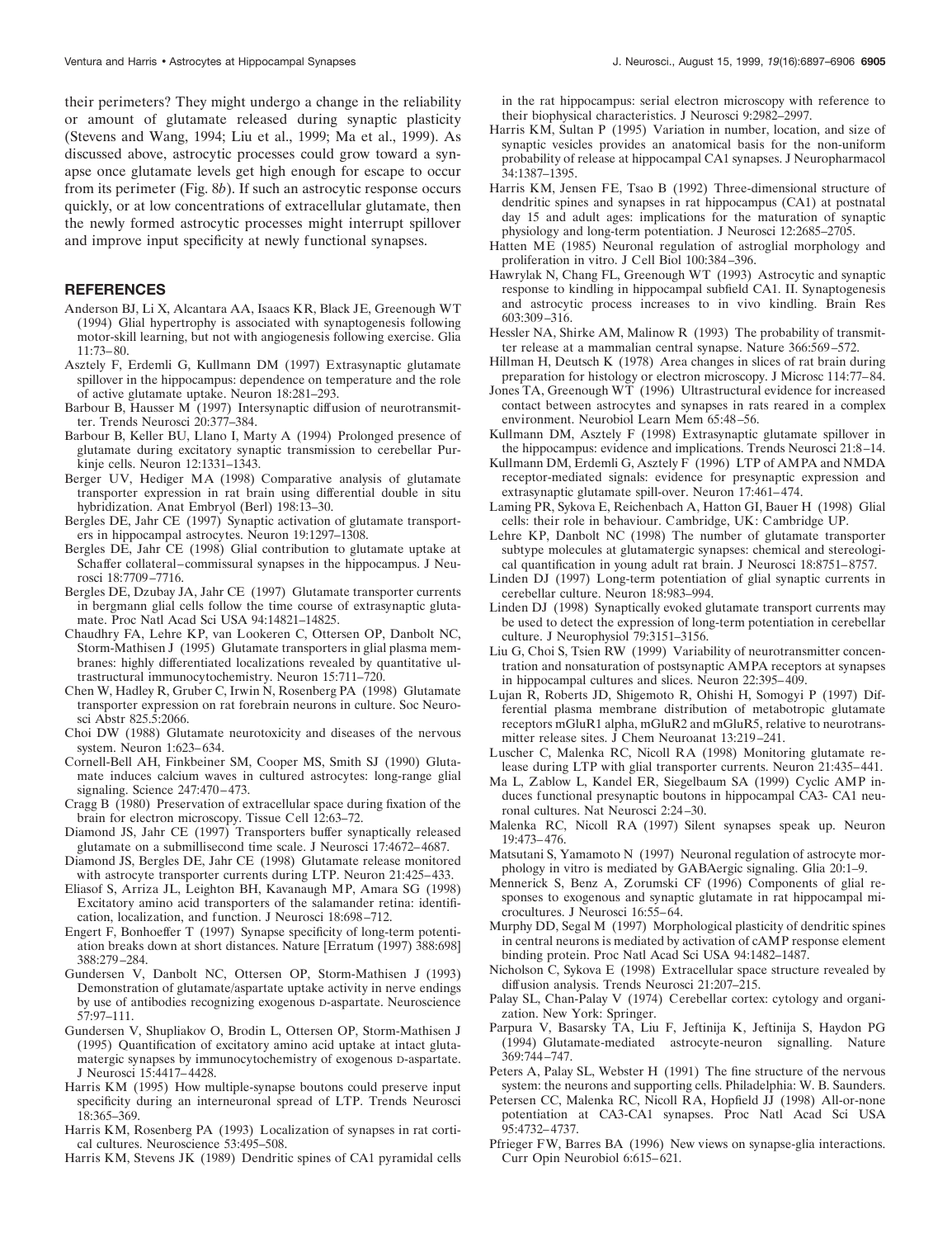their perimeters? They might undergo a change in the reliability or amount of glutamate released during synaptic plasticity (Stevens and Wang, 1994; Liu et al., 1999; Ma et al., 1999). As discussed above, astrocytic processes could grow toward a synapse once glutamate levels get high enough for escape to occur from its perimeter (Fig. 8*b*). If such an astrocytic response occurs quickly, or at low concentrations of extracellular glutamate, then the newly formed astrocytic processes might interrupt spillover and improve input specificity at newly functional synapses.

## REFERENCES

Anderson BJ, Li X, Alcantara AA, Isaacs KR, Black JE, Greenough WT (1994) Glial hypertrophy is associated with synaptogenesis following motor-skill learning, but not with angiogenesis following exercise. Glia 11:73–80.

Asztely F, Erdemli G, Kullmann DM (1997) Extrasynaptic glutamate spillover in the hippocampus: dependence on temperature and the role of active glutamate uptake. Neuron 18:281–293.

Barbour B, Hausser M (1997) Intersynaptic diffusion of neurotransmitter. Trends Neurosci 20:377–384.

Barbour B, Keller BU, Llano I, Marty A (1994) Prolonged presence of glutamate during excitatory synaptic transmission to cerebellar Purkinje cells. Neuron 12:1331–1343.

Berger UV, Hediger MA (1998) Comparative analysis of glutamate transporter expression in rat brain using differential double in situ hybridization. Anat Embryol (Berl) 198:13–30.

Bergles DE, Jahr CE (1997) Synaptic activation of glutamate transporters in hippocampal astrocytes. Neuron 19:1297–1308.

Bergles DE, Jahr CE (1998) Glial contribution to glutamate uptake at Schaffer collateral–commissural synapses in the hippocampus. J Neurosci 18:7709–7716.

Bergles DE, Dzubay JA, Jahr CE (1997) Glutamate transporter currents in bergmann glial cells follow the time course of extrasynaptic glutamate. Proc Natl Acad Sci USA 94:14821–14825.

Chaudhry FA, Lehre KP, van Lookeren C, Ottersen OP, Danbolt NC, Storm-Mathisen J (1995) Glutamate transporters in glial plasma membranes: highly differentiated localizations revealed by quantitative ultrastructural immunocytochemistry. Neuron 15:711–720.

Chen W, Hadley R, Gruber C, Irwin N, Rosenberg PA (1998) Glutamate transporter expression on rat forebrain neurons in culture. Soc Neurosci Abstr 825.5:2066.

Choi DW (1988) Glutamate neurotoxicity and diseases of the nervous system. Neuron 1:623–634.

Cornell-Bell AH, Finkbeiner SM, Cooper MS, Smith SJ (1990) Glutamate induces calcium waves in cultured astrocytes: long-range glial signaling. Science 247:470–473.

Cragg B (1980) Preservation of extracellular space during fixation of the brain for electron microscopy. Tissue Cell 12:63–72.

Diamond JS, Jahr CE (1997) Transporters buffer synaptically released glutamate on a submillisecond time scale. J Neurosci 17:4672–4687.

Diamond JS, Bergles DE, Jahr CE (1998) Glutamate release monitored with astrocyte transporter currents during LTP. Neuron 21:425–433.

Eliasof S, Arriza JL, Leighton BH, Kavanaugh MP, Amara SG (1998) Excitatory amino acid transporters of the salamander retina: identification, localization, and function. J Neurosci 18:698–712.

Engert F, Bonhoeffer T (1997) Synapse specificity of long-term potentiation breaks down at short distances. Nature [Erratum (1997) 388:698] 388:279–284.

Gundersen V, Danbolt NC, Ottersen OP, Storm-Mathisen J (1993) Demonstration of glutamate/aspartate uptake activity in nerve endings by use of antibodies recognizing exogenous D-aspartate. Neuroscience 57:97–111.

Gundersen V, Shupliakov O, Brodin L, Ottersen OP, Storm-Mathisen J (1995) Quantification of excitatory amino acid uptake at intact glutamatergic synapses by immunocytochemistry of exogenous D-aspartate. J Neurosci 15:4417–4428.

Harris KM (1995) How multiple-synapse boutons could preserve input specificity during an interneuronal spread of LTP. Trends Neurosci 18:365–369.

Harris KM, Rosenberg PA (1993) Localization of synapses in rat cortical cultures. Neuroscience 53:495–508.

Harris KM, Stevens JK (1989) Dendritic spines of CA1 pyramidal cells in the rat hippocampus: serial electron microscopy with reference to their biophysical characteristics. J Neurosci 9:2982–2997.

Harris KM, Sultan P (1995) Variation in number, location, and size of synaptic vesicles provides an anatomical basis for the non-uniform probability of release at hippocampal CA1 synapses. J Neuropharmacol 34:1387–1395.

Harris KM, Jensen FE, Tsao B (1992) Three-dimensional structure of dendritic spines and synapses in rat hippocampus (CA1) at postnatal day 15 and adult ages: implications for the maturation of synaptic physiology and long-term potentiation. J Neurosci 12:2685–2705.

Hatten ME (1985) Neuronal regulation of astroglial morphology and proliferation in vitro. J Cell Biol 100:384–396.

Hawrylak N, Chang FL, Greenough WT (1993) Astrocytic and synaptic response to kindling in hippocampal subfield CA1. II. Synaptogenesis and astrocytic process increases to in vivo kindling. Brain Res 603:309–316.

Hessler NA, Shirke AM, Malinow R (1993) The probability of transmitter release at a mammalian central synapse. Nature 366:569–572.

Hillman H, Deutsch K (1978) Area changes in slices of rat brain during preparation for histology or electron microscopy. J Microsc 114:77–84.

Jones TA, Greenough WT (1996) Ultrastructural evidence for increased contact between astrocytes and synapses in rats reared in a complex environment. Neurobiol Learn Mem 65:48–56.

Kullmann DM, Asztely F (1998) Extrasynaptic glutamate spillover in the hippocampus: evidence and implications. Trends Neurosci 21:8–14.

Kullmann DM, Erdemli G, Asztely F (1996) LTP of AMPA and NMDA receptor-mediated signals: evidence for presynaptic expression and extrasynaptic glutamate spill-over. Neuron 17:461–474.

Laming PR, Sykova E, Reichenbach A, Hatton GI, Bauer H (1998) Glial cells: their role in behaviour. Cambridge, UK: Cambridge UP.

Lehre KP, Danbolt NC (1998) The number of glutamate transporter subtype molecules at glutamatergic synapses: chemical and stereological quantification in young adult rat brain. J Neurosci 18:8751–8757.

Linden DJ (1997) Long-term potentiation of glial synaptic currents in cerebellar culture. Neuron 18:983–994.

Linden DJ (1998) Synaptically evoked glutamate transport currents may be used to detect the expression of long-term potentiation in cerebellar culture. J Neurophysiol 79:3151–3156.

Liu G, Choi S, Tsien RW (1999) Variability of neurotransmitter concentration and nonsaturation of postsynaptic AMPA receptors at synapses in hippocampal cultures and slices. Neuron 22:395–409.

Lujan R, Roberts JD, Shigemoto R, Ohishi H, Somogyi P (1997) Differential plasma membrane distribution of metabotropic glutamate receptors mGluR1 alpha, mGluR2 and mGluR5, relative to neurotransmitter release sites. J Chem Neuroanat 13:219–241.

Luscher C, Malenka RC, Nicoll RA (1998) Monitoring glutamate release during LTP with glial transporter currents. Neuron 21:435–441.

Ma L, Zablow L, Kandel ER, Siegelbaum SA (1999) Cyclic AMP induces functional presynaptic boutons in hippocampal CA3- CA1 neuronal cultures. Nat Neurosci 2:24–30.

Malenka RC, Nicoll RA (1997) Silent synapses speak up. Neuron 19:473–476.

Matsutani S, Yamamoto N (1997) Neuronal regulation of astrocyte morphology in vitro is mediated by GABAergic signaling. Glia 20:1–9.

Mennerick S, Benz A, Zorumski CF (1996) Components of glial responses to exogenous and synaptic glutamate in rat hippocampal microcultures. J Neurosci 16:55–64.

Murphy DD, Segal M (1997) Morphological plasticity of dendritic spines in central neurons is mediated by activation of cAMP response element binding protein. Proc Natl Acad Sci USA 94:1482–1487.

Nicholson C, Sykova E (1998) Extracellular space structure revealed by diffusion analysis. Trends Neurosci 21:207–215.

Palay SL, Chan-Palay V (1974) Cerebellar cortex: cytology and organization. New York: Springer.

Parpura V, Basarsky TA, Liu F, Jeftinija K, Jeftinija S, Haydon PG (1994) Glutamate-mediated astrocyte-neuron signalling. Nature 369:744–747.

Peters A, Palay SL, Webster H (1991) The fine structure of the nervous system: the neurons and supporting cells. Philadelphia: W. B. Saunders.

Petersen CC, Malenka RC, Nicoll RA, Hopfield JJ (1998) All-or-none potentiation at CA3-CA1 synapses. Proc Natl Acad Sci USA 95:4732–4737.

Pfrieger FW, Barres BA (1996) New views on synapse-glia interactions. Curr Opin Neurobiol 6:615–621.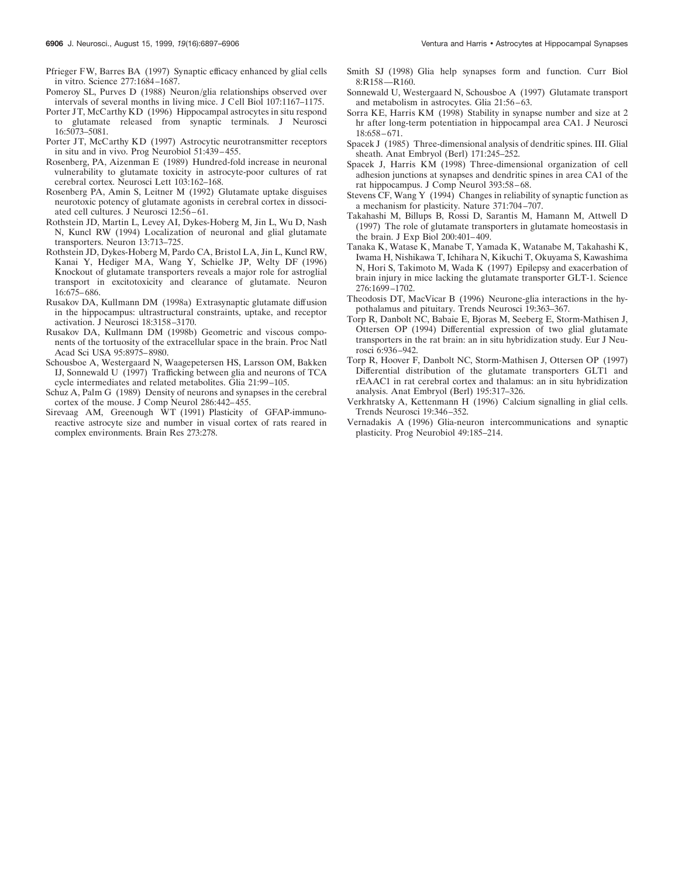Pfrieger FW, Barres BA (1997) Synaptic efficacy enhanced by glial cells in vitro. Science 277:1684–1687.

Pomeroy SL, Purves D (1988) Neuron/glia relationships observed over intervals of several months in living mice. J Cell Biol 107:1167–1175.

Porter JT, McCarthy KD (1996) Hippocampal astrocytes in situ respond to glutamate released from synaptic terminals. J Neurosci 16:5073–5081.

Porter JT, McCarthy KD (1997) Astrocytic neurotransmitter receptors in situ and in vivo. Prog Neurobiol 51:439–455.

Rosenberg, PA, Aizenman E (1989) Hundred-fold increase in neuronal vulnerability to glutamate toxicity in astrocyte-poor cultures of rat cerebral cortex. Neurosci Lett 103:162–168.

Rosenberg PA, Amin S, Leitner M (1992) Glutamate uptake disguises neurotoxic potency of glutamate agonists in cerebral cortex in dissociated cell cultures. J Neurosci 12:56–61.

Rothstein JD, Martin L, Levey AI, Dykes-Hoberg M, Jin L, Wu D, Nash N, Kuncl RW (1994) Localization of neuronal and glial glutamate transporters. Neuron 13:713–725.

Rothstein JD, Dykes-Hoberg M, Pardo CA, Bristol LA, Jin L, Kuncl RW, Kanai Y, Hediger MA, Wang Y, Schielke JP, Welty DF (1996) Knockout of glutamate transporters reveals a major role for astroglial transport in excitotoxicity and clearance of glutamate. Neuron 16:675–686.

Rusakov DA, Kullmann DM (1998a) Extrasynaptic glutamate diffusion in the hippocampus: ultrastructural constraints, uptake, and receptor activation. J Neurosci 18:3158–3170.

Rusakov DA, Kullmann DM (1998b) Geometric and viscous components of the tortuosity of the extracellular space in the brain. Proc Natl Acad Sci USA 95:8975–8980.

Schousboe A, Westergaard N, Waagepetersen HS, Larsson OM, Bakken IJ, Sonnewald U (1997) Trafficking between glia and neurons of TCA cycle intermediates and related metabolites. Glia 21:99–105.

Schuz A, Palm G (1989) Density of neurons and synapses in the cerebral cortex of the mouse. J Comp Neurol 286:442–455.

Sirevaag AM, Greenough WT (1991) Plasticity of GFAP-immunoreactive astrocyte size and number in visual cortex of rats reared in complex environments. Brain Res 273:278.

Smith SJ (1998) Glia help synapses form and function. Curr Biol 8:R158—R160.

Sonnewald U, Westergaard N, Schousboe A (1997) Glutamate transport and metabolism in astrocytes. Glia 21:56–63.

Sorra KE, Harris KM (1998) Stability in synapse number and size at 2 hr after long-term potentiation in hippocampal area CA1. J Neurosci 18:658–671.

Spacek J (1985) Three-dimensional analysis of dendritic spines. III. Glial sheath. Anat Embryol (Berl) 171:245–252.

Spacek J, Harris KM (1998) Three-dimensional organization of cell adhesion junctions at synapses and dendritic spines in area CA1 of the rat hippocampus. J Comp Neurol 393:58–68.

Stevens CF, Wang Y (1994) Changes in reliability of synaptic function as a mechanism for plasticity. Nature 371:704–707.

Takahashi M, Billups B, Rossi D, Sarantis M, Hamann M, Attwell D (1997) The role of glutamate transporters in glutamate homeostasis in the brain. J Exp Biol 200:401–409.

Tanaka K, Watase K, Manabe T, Yamada K, Watanabe M, Takahashi K, Iwama H, Nishikawa T, Ichihara N, Kikuchi T, Okuyama S, Kawashima N, Hori S, Takimoto M, Wada K (1997) Epilepsy and exacerbation of brain injury in mice lacking the glutamate transporter GLT-1. Science 276:1699–1702.

Theodosis DT, MacVicar B (1996) Neurone-glia interactions in the hypothalamus and pituitary. Trends Neurosci 19:363–367.

Torp R, Danbolt NC, Babaie E, Bjoras M, Seeberg E, Storm-Mathisen J, Ottersen OP (1994) Differential expression of two glial glutamate transporters in the rat brain: an in situ hybridization study. Eur J Neurosci 6:936–942.

Torp R, Hoover F, Danbolt NC, Storm-Mathisen J, Ottersen OP (1997) Differential distribution of the glutamate transporters GLT1 and rEAAC1 in rat cerebral cortex and thalamus: an in situ hybridization analysis. Anat Embryol (Berl) 195:317–326.

Verkhratsky A, Kettenmann H (1996) Calcium signalling in glial cells. Trends Neurosci 19:346–352.

Vernadakis A (1996) Glia-neuron intercommunications and synaptic plasticity. Prog Neurobiol 49:185–214.